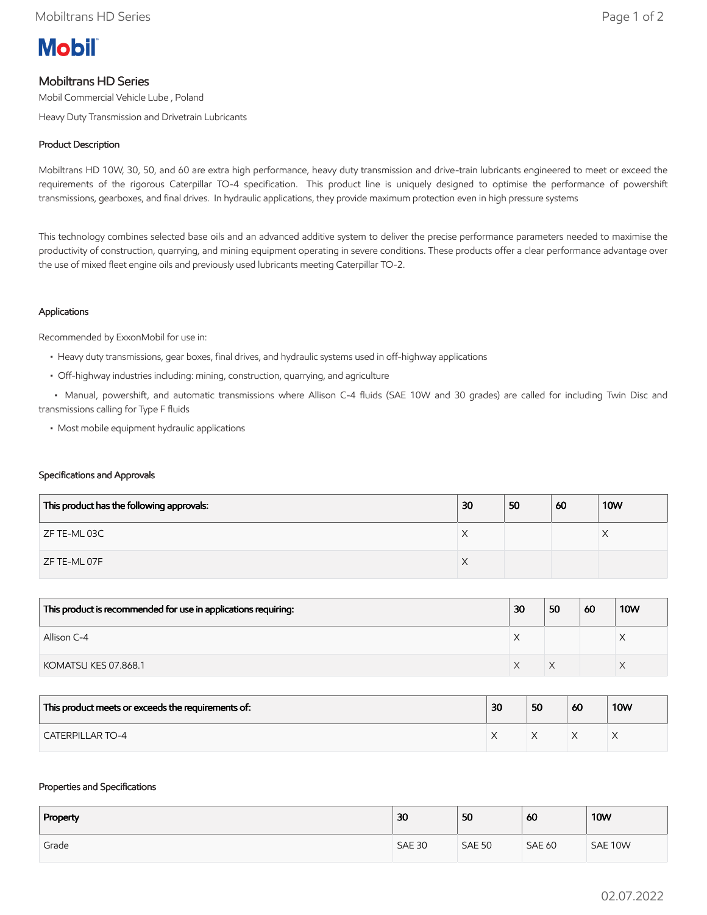Mobil

# Mobiltrans HD Series

Mobil Commercial Vehicle Lube , Poland

Heavy Duty Transmission and Drivetrain Lubricants

## Product Description

Mobiltrans HD 10W, 30, 50, and 60 are extra high performance, heavy duty transmission and drive-train lubricants engineered to meet or exceed the requirements of the rigorous Caterpillar TO-4 specification. This product line is uniquely designed to optimise the performance of powershift transmissions, gearboxes, and final drives. In hydraulic applications, they provide maximum protection even in high pressure systems

This technology combines selected base oils and an advanced additive system to deliver the precise performance parameters needed to maximise the productivity of construction, quarrying, and mining equipment operating in severe conditions. These products offer a clear performance advantage over the use of mixed fleet engine oils and previously used lubricants meeting Caterpillar TO-2.

## Applications

Recommended by ExxonMobil for use in:

- Heavy duty transmissions, gear boxes, final drives, and hydraulic systems used in off-highway applications
- Off-highway industries including: mining, construction, quarrying, and agriculture
- Manual, powershift, and automatic transmissions where Allison C-4 fluids (SAE 10W and 30 grades) are called for including Twin Disc and transmissions calling for Type F fluids
- Most mobile equipment hydraulic applications

## Specifications and Approvals

| This product has the following approvals: | 30 | 50 | 60 | 10W |
|---|---|---|---|---|
| ZF TE-ML 03C | X | | | X |
| ZF TE-ML 07F | X | | | |

| This product is recommended for use in applications requiring: | 30 | 50 | 60 | 10W |
|---|---|---|---|---|
| Allison C-4 | X | | | X |
| KOMATSU KES 07.868.1 | X | X | | X |

| This product meets or exceeds the requirements of: | 30 | 50 | 60 | 10W |
|---|---|---|---|---|
| CATERPILLAR TO-4 | X | X | X | X |

## Properties and Specifications

| Property | 30 | 50 | 60 | 10W |
|---|---|---|---|---|
| Grade | SAE 30 | SAE 50 | SAE 60 | SAE 10W |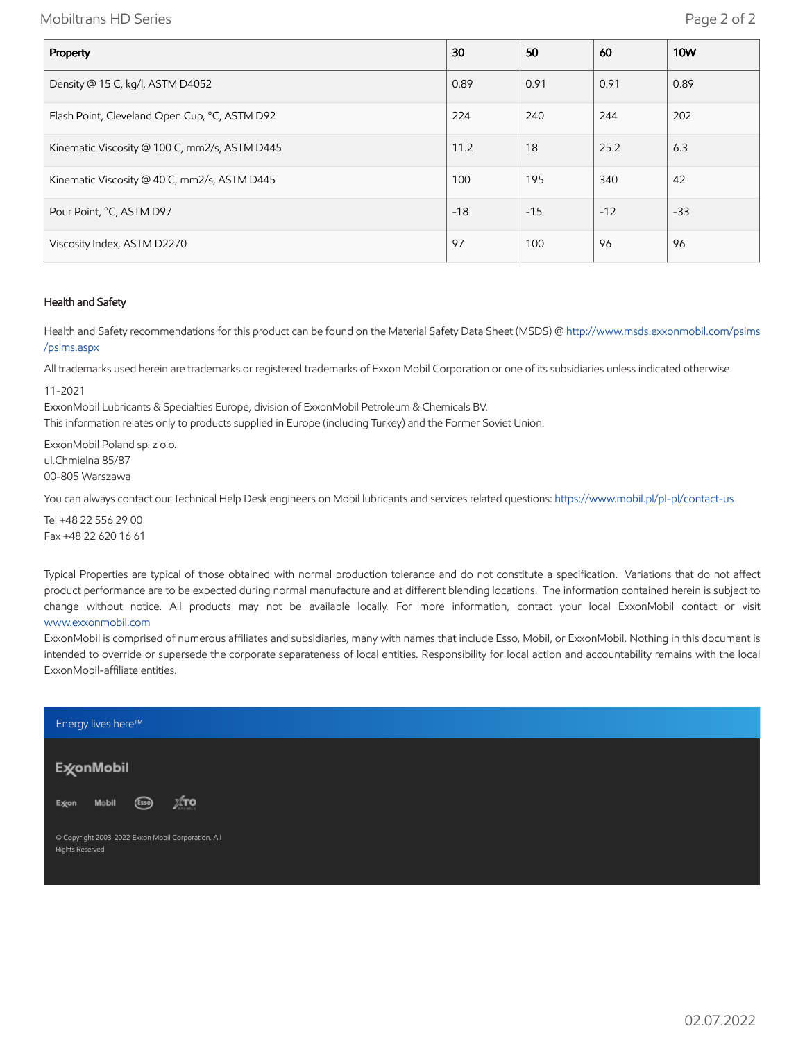| Property | 30 | 50 | 60 | 10W |
|---|---|---|---|---|
| Density @ 15 C, kg/l, ASTM D4052 | 0.89 | 0.91 | 0.91 | 0.89 |
| Flash Point, Cleveland Open Cup, °C, ASTM D92 | 224 | 240 | 244 | 202 |
| Kinematic Viscosity @ 100 C, mm2/s, ASTM D445 | 11.2 | 18 | 25.2 | 6.3 |
| Kinematic Viscosity @ 40 C, mm2/s, ASTM D445 | 100 | 195 | 340 | 42 |
| Pour Point, °C, ASTM D97 | -18 | -15 | -12 | -33 |
| Viscosity Index, ASTM D2270 | 97 | 100 | 96 | 96 |

### Health and Safety

Health and Safety recommendations for this product can be found on the Material Safety Data Sheet (MSDS) @ http://www.msds.exxonmobil.com/psims/psims.aspx

All trademarks used herein are trademarks or registered trademarks of Exxon Mobil Corporation or one of its subsidiaries unless indicated otherwise.

11-2021
ExxonMobil Lubricants & Specialties Europe, division of ExxonMobil Petroleum & Chemicals BV.
This information relates only to products supplied in Europe (including Turkey) and the Former Soviet Union.

ExxonMobil Poland sp. z o.o.
ul.Chmielna 85/87
00-805 Warszawa

You can always contact our Technical Help Desk engineers on Mobil lubricants and services related questions: https://www.mobil.pl/pl-pl/contact-us

Tel +48 22 556 29 00
Fax +48 22 620 16 61

Typical Properties are typical of those obtained with normal production tolerance and do not constitute a specification. Variations that do not affect product performance are to be expected during normal manufacture and at different blending locations. The information contained herein is subject to change without notice. All products may not be available locally. For more information, contact your local ExxonMobil contact or visit www.exxonmobil.com

ExxonMobil is comprised of numerous affiliates and subsidiaries, many with names that include Esso, Mobil, or ExxonMobil. Nothing in this document is intended to override or supersede the corporate separateness of local entities. Responsibility for local action and accountability remains with the local ExxonMobil-affiliate entities.

Energy lives here™

ExxonMobil

Exxon Mobil Esso XTO

© Copyright 2003-2022 Exxon Mobil Corporation. All Rights Reserved